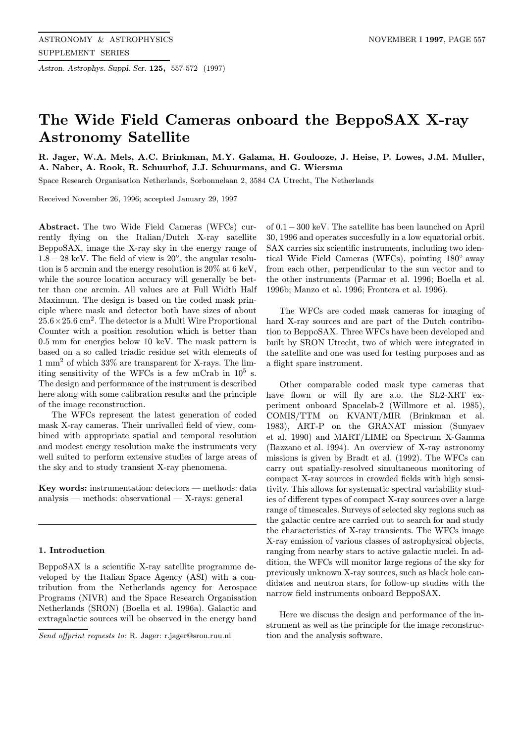# The Wide Field Cameras onboard the BeppoSAX X-ray Astronomy Satellite

**R. Jager, W.A. Mels, A.C. Brinkman, M.Y. Galama, H. Goulooze, J. Heise, P. Lowes, J.M. Muller, A. Naber, A. Rook, R. Schuurhof, J.J. Schuurmans, and G. Wiersma**

Space Research Organisation Netherlands, Sorbonnelaan 2, 3584 CA Utrecht, The Netherlands

Received November 26, 1996; accepted January 29, 1997

**Abstract.** The two Wide Field Cameras (WFCs) currently flying on the Italian/Dutch X-ray satellite BeppoSAX, image the X-ray sky in the energy range of $1.8 - 28$ keV. The field of view is $20^{\circ}$, the angular resolution is 5 arcmin and the energy resolution is 20% at 6 keV, while the source location accuracy will generally be better than one arcmin. All values are at Full Width Half Maximum. The design is based on the coded mask principle where mask and detector both have sizes of about $25.6 \times 25.6$ cm$^2$. The detector is a Multi Wire Proportional Counter with a position resolution which is better than 0.5 mm for energies below 10 keV. The mask pattern is based on a so called triadic residue set with elements of 1 mm$^2$ of which 33% are transparent for X-rays. The limiting sensitivity of the WFCs is a few mCrab in $10^5$ s. The design and performance of the instrument is described here along with some calibration results and the principle of the image reconstruction.

The WFCs represent the latest generation of coded mask X-ray cameras. Their unrivalled field of view, combined with appropriate spatial and temporal resolution and modest energy resolution make the instruments very well suited to perform extensive studies of large areas of the sky and to study transient X-ray phenomena.

**Key words:** instrumentation: detectors — methods: data analysis — methods: observational — X-rays: general

## 1. Introduction

BeppoSAX is a scientific X-ray satellite programme developed by the Italian Space Agency (ASI) with a contribution from the Netherlands agency for Aerospace Programs (NIVR) and the Space Research Organisation Netherlands (SRON) (Boella et al. 1996a). Galactic and extragalactic sources will be observed in the energy band of $0.1 - 300$ keV. The satellite has been launched on April 30, 1996 and operates succesfully in a low equatorial orbit. SAX carries six scientific instruments, including two identical Wide Field Cameras (WFCs), pointing $180^{\circ}$ away from each other, perpendicular to the sun vector and to the other instruments (Parmar et al. 1996; Boella et al. 1996b; Manzo et al. 1996; Frontera et al. 1996).

The WFCs are coded mask cameras for imaging of hard X-ray sources and are part of the Dutch contribution to BeppoSAX. Three WFCs have been developed and built by SRON Utrecht, two of which were integrated in the satellite and one was used for testing purposes and as a flight spare instrument.

Other comparable coded mask type cameras that have flown or will fly are a.o. the SL2-XRT experiment onboard Spacelab-2 (Willmore et al. 1985), COMIS/TTM on KVANT/MIR (Brinkman et al. 1983), ART-P on the GRANAT mission (Sunyaev et al. 1990) and MART/LIME on Spectrum X-Gamma (Bazzano et al. 1994). An overview of X-ray astronomy missions is given by Bradt et al. (1992). The WFCs can carry out spatially-resolved simultaneous monitoring of compact X-ray sources in crowded fields with high sensitivity. This allows for systematic spectral variability studies of different types of compact X-ray sources over a large range of timescales. Surveys of selected sky regions such as the galactic centre are carried out to search for and study the characteristics of X-ray transients. The WFCs image X-ray emission of various classes of astrophysical objects, ranging from nearby stars to active galactic nuclei. In addition, the WFCs will monitor large regions of the sky for previously unknown X-ray sources, such as black hole candidates and neutron stars, for follow-up studies with the narrow field instruments onboard BeppoSAX.

Here we discuss the design and performance of the instrument as well as the principle for the image reconstruction and the analysis software.

*Send offprint requests to*: R. Jager: r.jager@sron.ruu.nl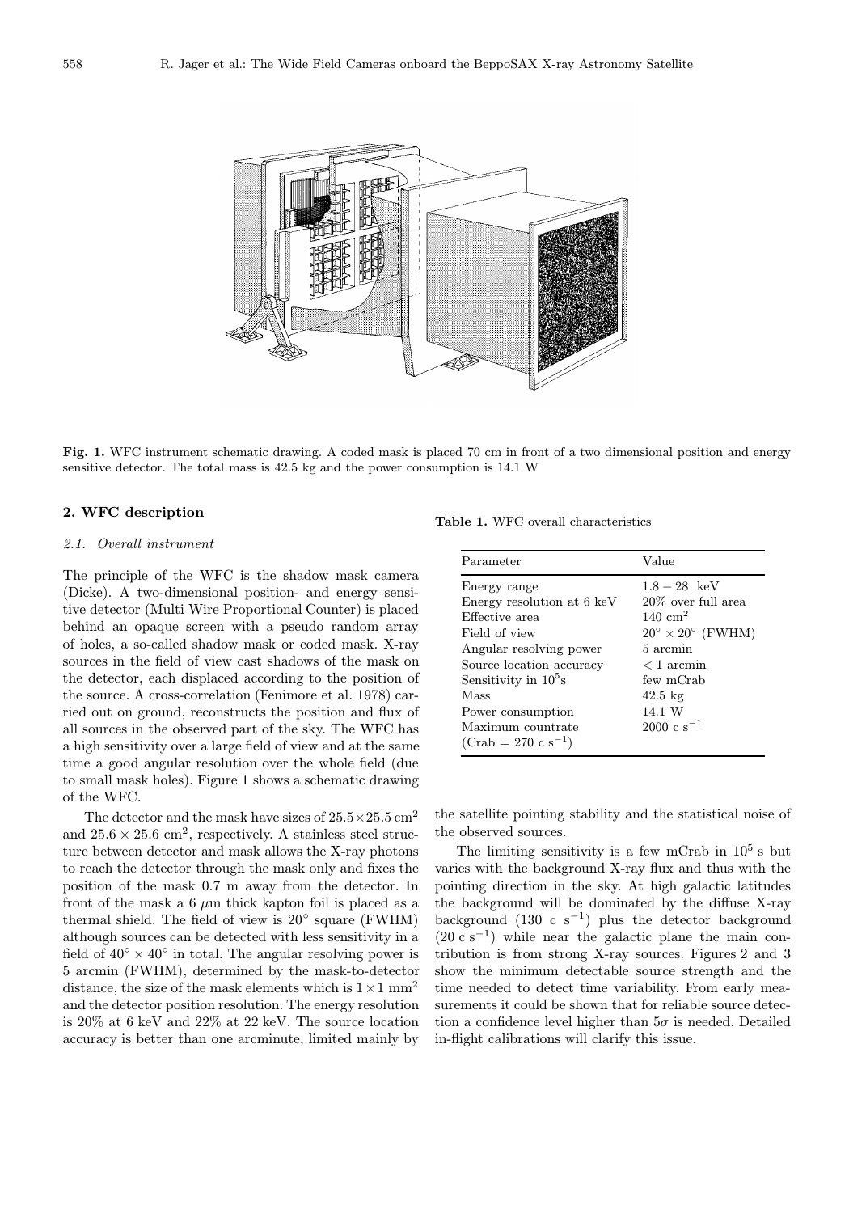**Fig. 1.** WFC instrument schematic drawing. A coded mask is placed 70 cm in front of a two dimensional position and energy sensitive detector. The total mass is 42.5 kg and the power consumption is 14.1 W

## 2. WFC description

### *2.1. Overall instrument*

The principle of the WFC is the shadow mask camera (Dicke). A two-dimensional position- and energy sensitive detector (Multi Wire Proportional Counter) is placed behind an opaque screen with a pseudo random array of holes, a so-called shadow mask or coded mask. X-ray sources in the field of view cast shadows of the mask on the detector, each displaced according to the position of the source. A cross-correlation (Fenimore et al. 1978) carried out on ground, reconstructs the position and flux of all sources in the observed part of the sky. The WFC has a high sensitivity over a large field of view and at the same time a good angular resolution over the whole field (due to small mask holes). Figure 1 shows a schematic drawing of the WFC.

The detector and the mask have sizes of $25.5 \times 25.5\ \mathrm{cm}^2$ and $25.6 \times 25.6\ \mathrm{cm}^2$, respectively. A stainless steel structure between detector and mask allows the X-ray photons to reach the detector through the mask only and fixes the position of the mask 0.7 m away from the detector. In front of the mask a 6 $\mu$m thick kapton foil is placed as a thermal shield. The field of view is 20° square (FWHM) although sources can be detected with less sensitivity in a field of $40° \times 40°$ in total. The angular resolving power is 5 arcmin (FWHM), determined by the mask-to-detector distance, the size of the mask elements which is $1 \times 1\ \mathrm{mm}^2$ and the detector position resolution. The energy resolution is 20% at 6 keV and 22% at 22 keV. The source location accuracy is better than one arcminute, limited mainly by the satellite pointing stability and the statistical noise of the observed sources.

The limiting sensitivity is a few mCrab in $10^5$ s but varies with the background X-ray flux and thus with the pointing direction in the sky. At high galactic latitudes the background will be dominated by the diffuse X-ray background (130 c $\mathrm{s}^{-1}$) plus the detector background (20 c $\mathrm{s}^{-1}$) while near the galactic plane the main contribution is from strong X-ray sources. Figures 2 and 3 show the minimum detectable source strength and the time needed to detect time variability. From early measurements it could be shown that for reliable source detection a confidence level higher than $5\sigma$ is needed. Detailed in-flight calibrations will clarify this issue.

**Table 1.** WFC overall characteristics

| Parameter | Value |
|---|---|
| Energy range | $1.8 - 28$ keV |
| Energy resolution at 6 keV | 20% over full area |
| Effective area | 140 $\mathrm{cm}^2$ |
| Field of view | $20° \times 20°$ (FWHM) |
| Angular resolving power | 5 arcmin |
| Source location accuracy | $< 1$ arcmin |
| Sensitivity in $10^5$s | few mCrab |
| Mass | 42.5 kg |
| Power consumption | 14.1 W |
| Maximum countrate (Crab = 270 c $\mathrm{s}^{-1}$) | 2000 c $\mathrm{s}^{-1}$ |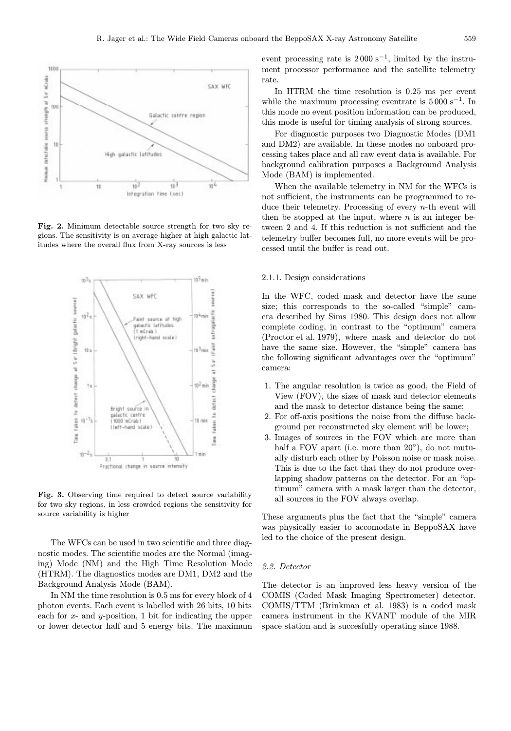**Fig. 2.** Minimum detectable source strength for two sky regions. The sensitivity is on average higher at high galactic latitudes where the overall flux from X-ray sources is less

**Fig. 3.** Observing time required to detect source variability for two sky regions, in less crowded regions the sensitivity for source variability is higher

The WFCs can be used in two scientific and three diagnostic modes. The scientific modes are the Normal (imaging) Mode (NM) and the High Time Resolution Mode (HTRM). The diagnostics modes are DM1, DM2 and the Background Analysis Mode (BAM).

In NM the time resolution is 0.5 ms for every block of 4 photon events. Each event is labelled with 26 bits, 10 bits each for $x$- and $y$-position, 1 bit for indicating the upper or lower detector half and 5 energy bits. The maximum event processing rate is $2\,000\ \mathrm{s}^{-1}$, limited by the instrument processor performance and the satellite telemetry rate.

In HTRM the time resolution is 0.25 ms per event while the maximum processing eventrate is $5\,000\ \mathrm{s}^{-1}$. In this mode no event position information can be produced, this mode is useful for timing analysis of strong sources.

For diagnostic purposes two Diagnostic Modes (DM1 and DM2) are available. In these modes no onboard processing takes place and all raw event data is available. For background calibration purposes a Background Analysis Mode (BAM) is implemented.

When the available telemetry in NM for the WFCs is not sufficient, the instruments can be programmed to reduce their telemetry. Processing of every $n$-th event will then be stopped at the input, where $n$ is an integer between 2 and 4. If this reduction is not sufficient and the telemetry buffer becomes full, no more events will be processed until the buffer is read out.

#### 2.1.1. Design considerations

In the WFC, coded mask and detector have the same size; this corresponds to the so-called "simple" camera described by Sims 1980. This design does not allow complete coding, in contrast to the "optimum" camera (Proctor et al. 1979), where mask and detector do not have the same size. However, the "simple" camera has the following significant advantages over the "optimum" camera:

1. The angular resolution is twice as good, the Field of View (FOV), the sizes of mask and detector elements and the mask to detector distance being the same;
2. For off-axis positions the noise from the diffuse background per reconstructed sky element will be lower;
3. Images of sources in the FOV which are more than half a FOV apart (i.e. more than 20°), do not mutually disturb each other by Poisson noise or mask noise. This is due to the fact that they do not produce overlapping shadow patterns on the detector. For an "optimum" camera with a mask larger than the detector, all sources in the FOV always overlap.

These arguments plus the fact that the "simple" camera was physically easier to accomodate in BeppoSAX have led to the choice of the present design.

### *2.2. Detector*

The detector is an improved less heavy version of the COMIS (Coded Mask Imaging Spectrometer) detector. COMIS/TTM (Brinkman et al. 1983) is a coded mask camera instrument in the KVANT module of the MIR space station and is succesfully operating since 1988.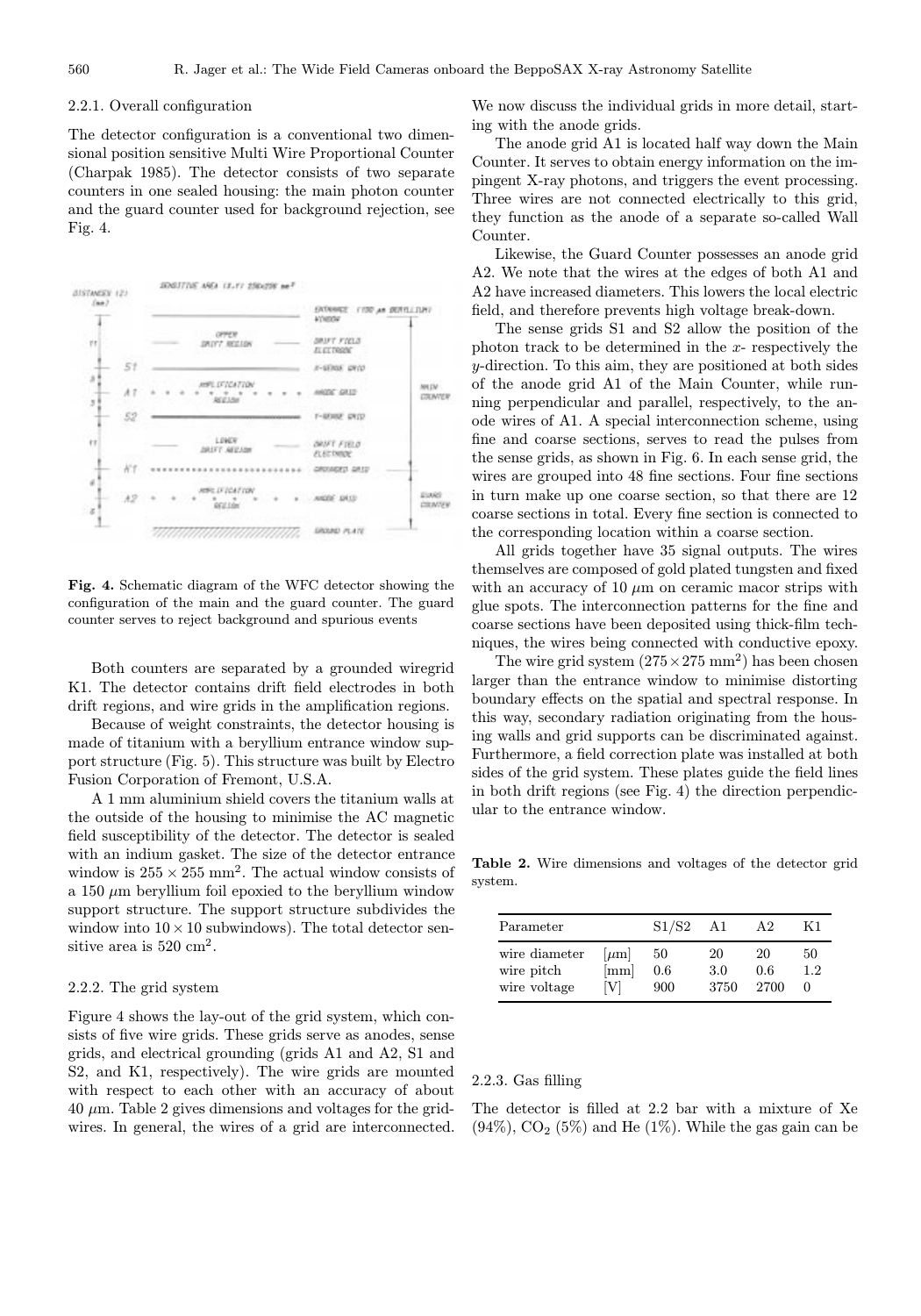#### 2.2.1. Overall configuration

The detector configuration is a conventional two dimensional position sensitive Multi Wire Proportional Counter (Charpak 1985). The detector consists of two separate counters in one sealed housing: the main photon counter and the guard counter used for background rejection, see Fig. 4.

**Fig. 4.** Schematic diagram of the WFC detector showing the configuration of the main and the guard counter. The guard counter serves to reject background and spurious events

Both counters are separated by a grounded wiregrid K1. The detector contains drift field electrodes in both drift regions, and wire grids in the amplification regions.

Because of weight constraints, the detector housing is made of titanium with a beryllium entrance window support structure (Fig. 5). This structure was built by Electro Fusion Corporation of Fremont, U.S.A.

A 1 mm aluminium shield covers the titanium walls at the outside of the housing to minimise the AC magnetic field susceptibility of the detector. The detector is sealed with an indium gasket. The size of the detector entrance window is $255 \times 255$ mm$^2$. The actual window consists of a 150 $\mu$m beryllium foil epoxied to the beryllium window support structure. The support structure subdivides the window into $10 \times 10$ subwindows). The total detector sensitive area is 520 cm$^2$.

#### 2.2.2. The grid system

Figure 4 shows the lay-out of the grid system, which consists of five wire grids. These grids serve as anodes, sense grids, and electrical grounding (grids A1 and A2, S1 and S2, and K1, respectively). The wire grids are mounted with respect to each other with an accuracy of about 40 $\mu$m. Table 2 gives dimensions and voltages for the gridwires. In general, the wires of a grid are interconnected. We now discuss the individual grids in more detail, starting with the anode grids.

The anode grid A1 is located half way down the Main Counter. It serves to obtain energy information on the impingent X-ray photons, and triggers the event processing. Three wires are not connected electrically to this grid, they function as the anode of a separate so-called Wall Counter.

Likewise, the Guard Counter possesses an anode grid A2. We note that the wires at the edges of both A1 and A2 have increased diameters. This lowers the local electric field, and therefore prevents high voltage break-down.

The sense grids S1 and S2 allow the position of the photon track to be determined in the $x$- respectively the $y$-direction. To this aim, they are positioned at both sides of the anode grid A1 of the Main Counter, while running perpendicular and parallel, respectively, to the anode wires of A1. A special interconnection scheme, using fine and coarse sections, serves to read the pulses from the sense grids, as shown in Fig. 6. In each sense grid, the wires are grouped into 48 fine sections. Four fine sections in turn make up one coarse section, so that there are 12 coarse sections in total. Every fine section is connected to the corresponding location within a coarse section.

All grids together have 35 signal outputs. The wires themselves are composed of gold plated tungsten and fixed with an accuracy of 10 $\mu$m on ceramic macor strips with glue spots. The interconnection patterns for the fine and coarse sections have been deposited using thick-film techniques, the wires being connected with conductive epoxy.

The wire grid system ($275 \times 275$ mm$^2$) has been chosen larger than the entrance window to minimise distorting boundary effects on the spatial and spectral response. In this way, secondary radiation originating from the housing walls and grid supports can be discriminated against. Furthermore, a field correction plate was installed at both sides of the grid system. These plates guide the field lines in both drift regions (see Fig. 4) the direction perpendicular to the entrance window.

**Table 2.** Wire dimensions and voltages of the detector grid system.

| Parameter | | S1/S2 | A1 | A2 | K1 |
|---|---|---|---|---|---|
| wire diameter | [$\mu$m] | 50 | 20 | 20 | 50 |
| wire pitch | [mm] | 0.6 | 3.0 | 0.6 | 1.2 |
| wire voltage | [V] | 900 | 3750 | 2700 | 0 |

#### 2.2.3. Gas filling

The detector is filled at 2.2 bar with a mixture of Xe (94%), $CO_2$ (5%) and He (1%). While the gas gain can be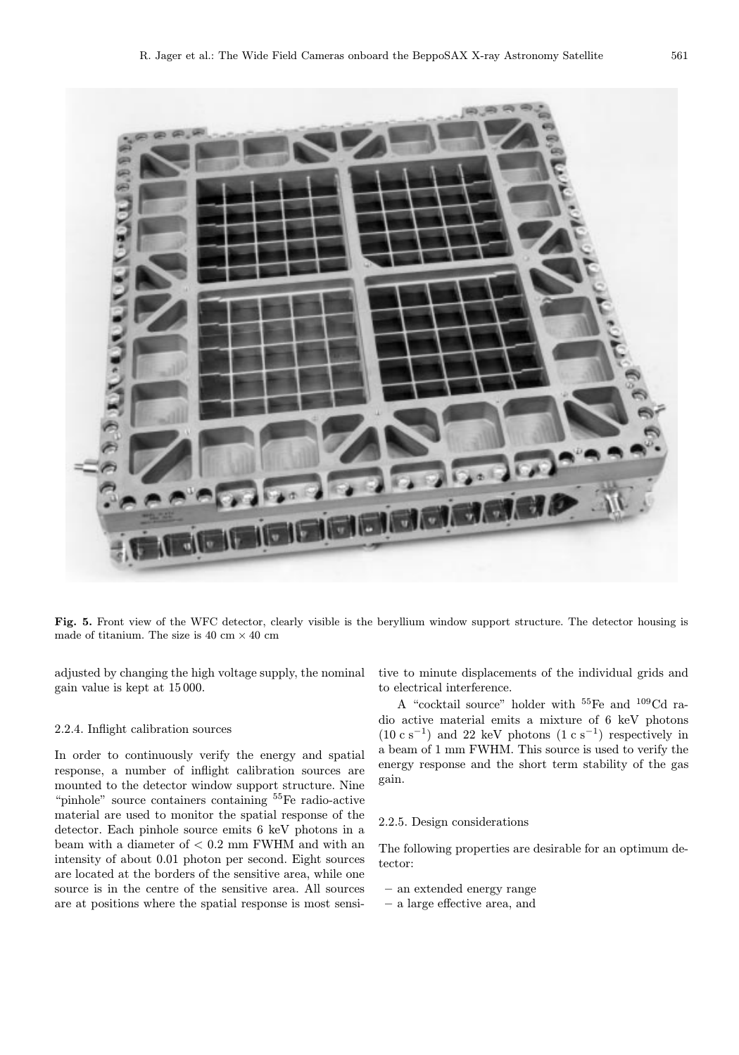**Fig. 5.** Front view of the WFC detector, clearly visible is the beryllium window support structure. The detector housing is made of titanium. The size is 40 cm × 40 cm

adjusted by changing the high voltage supply, the nominal gain value is kept at 15 000.

#### 2.2.4. Inflight calibration sources

In order to continuously verify the energy and spatial response, a number of inflight calibration sources are mounted to the detector window support structure. Nine "pinhole" source containers containing $^{55}$Fe radio-active material are used to monitor the spatial response of the detector. Each pinhole source emits 6 keV photons in a beam with a diameter of < 0.2 mm FWHM and with an intensity of about 0.01 photon per second. Eight sources are located at the borders of the sensitive area, while one source is in the centre of the sensitive area. All sources are at positions where the spatial response is most sensitive to minute displacements of the individual grids and to electrical interference.

A "cocktail source" holder with $^{55}$Fe and $^{109}$Cd radio active material emits a mixture of 6 keV photons (10 c $s^{-1}$) and 22 keV photons (1 c $s^{-1}$) respectively in a beam of 1 mm FWHM. This source is used to verify the energy response and the short term stability of the gas gain.

#### 2.2.5. Design considerations

The following properties are desirable for an optimum detector:

- an extended energy range
- a large effective area, and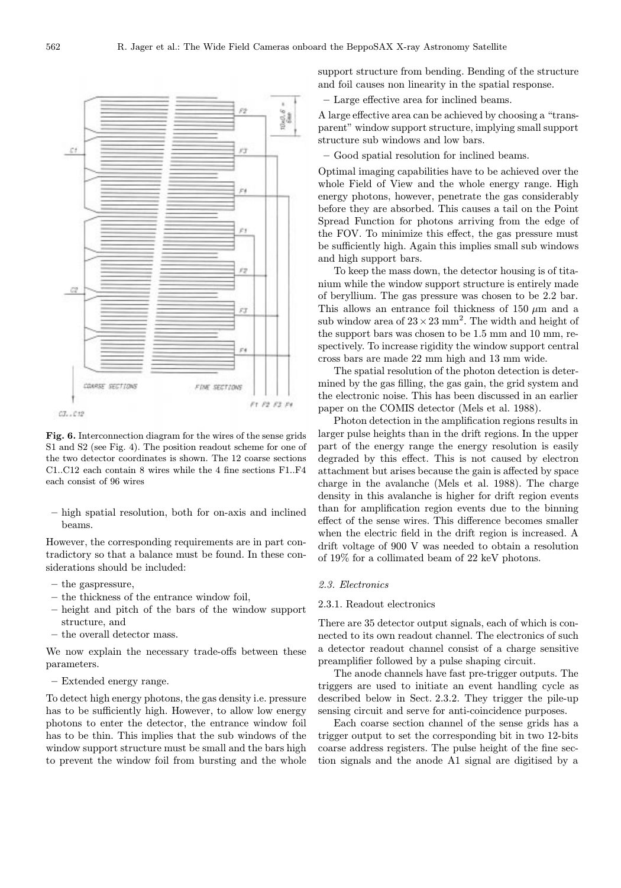**Fig. 6.** Interconnection diagram for the wires of the sense grids S1 and S2 (see Fig. 4). The position readout scheme for one of the two detector coordinates is shown. The 12 coarse sections C1..C12 each contain 8 wires while the 4 fine sections F1..F4 each consist of 96 wires

– high spatial resolution, both for on-axis and inclined beams.

However, the corresponding requirements are in part contradictory so that a balance must be found. In these considerations should be included:

– the gaspressure,
– the thickness of the entrance window foil,
– height and pitch of the bars of the window support structure, and
– the overall detector mass.

We now explain the necessary trade-offs between these parameters.

– Extended energy range.

To detect high energy photons, the gas density i.e. pressure has to be sufficiently high. However, to allow low energy photons to enter the detector, the entrance window foil has to be thin. This implies that the sub windows of the window support structure must be small and the bars high to prevent the window foil from bursting and the whole support structure from bending. Bending of the structure and foil causes non linearity in the spatial response.

– Large effective area for inclined beams.

A large effective area can be achieved by choosing a "transparent" window support structure, implying small support structure sub windows and low bars.

– Good spatial resolution for inclined beams.

Optimal imaging capabilities have to be achieved over the whole Field of View and the whole energy range. High energy photons, however, penetrate the gas considerably before they are absorbed. This causes a tail on the Point Spread Function for photons arriving from the edge of the FOV. To minimize this effect, the gas pressure must be sufficiently high. Again this implies small sub windows and high support bars.

To keep the mass down, the detector housing is of titanium while the window support structure is entirely made of beryllium. The gas pressure was chosen to be 2.2 bar. This allows an entrance foil thickness of 150 $\mu$m and a sub window area of $23 \times 23$ mm$^2$. The width and height of the support bars was chosen to be 1.5 mm and 10 mm, respectively. To increase rigidity the window support central cross bars are made 22 mm high and 13 mm wide.

The spatial resolution of the photon detection is determined by the gas filling, the gas gain, the grid system and the electronic noise. This has been discussed in an earlier paper on the COMIS detector (Mels et al. 1988).

Photon detection in the amplification regions results in larger pulse heights than in the drift regions. In the upper part of the energy range the energy resolution is easily degraded by this effect. This is not caused by electron attachment but arises because the gain is affected by space charge in the avalanche (Mels et al. 1988). The charge density in this avalanche is higher for drift region events than for amplification region events due to the binning effect of the sense wires. This difference becomes smaller when the electric field in the drift region is increased. A drift voltage of 900 V was needed to obtain a resolution of 19% for a collimated beam of 22 keV photons.

### 2.3. Electronics

#### 2.3.1. Readout electronics

There are 35 detector output signals, each of which is connected to its own readout channel. The electronics of such a detector readout channel consist of a charge sensitive preamplifier followed by a pulse shaping circuit.

The anode channels have fast pre-trigger outputs. The triggers are used to initiate an event handling cycle as described below in Sect. 2.3.2. They trigger the pile-up sensing circuit and serve for anti-coincidence purposes.

Each coarse section channel of the sense grids has a trigger output to set the corresponding bit in two 12-bits coarse address registers. The pulse height of the fine section signals and the anode A1 signal are digitised by a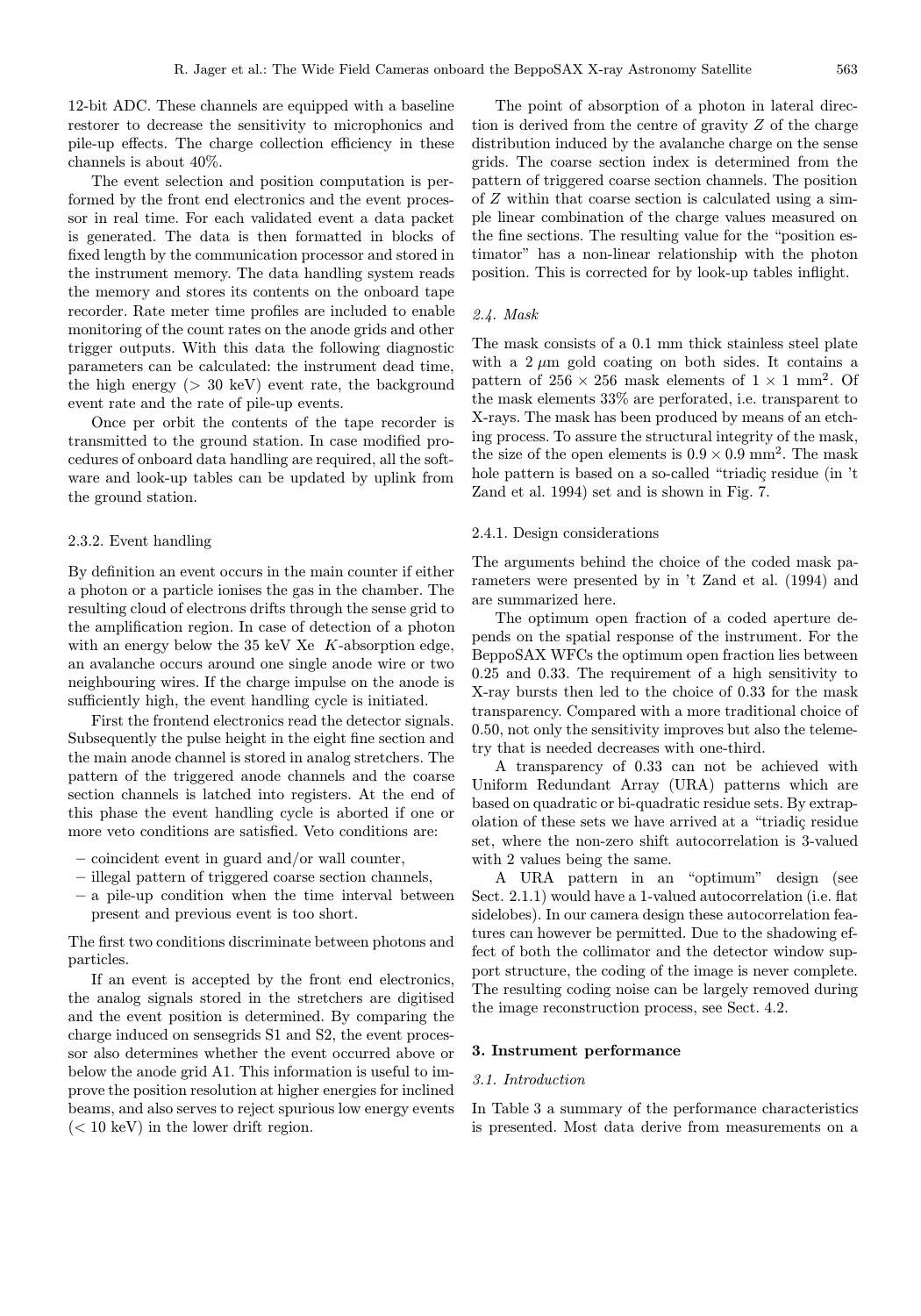12-bit ADC. These channels are equipped with a baseline restorer to decrease the sensitivity to microphonics and pile-up effects. The charge collection efficiency in these channels is about 40%.

The event selection and position computation is performed by the front end electronics and the event processor in real time. For each validated event a data packet is generated. The data is then formatted in blocks of fixed length by the communication processor and stored in the instrument memory. The data handling system reads the memory and stores its contents on the onboard tape recorder. Rate meter time profiles are included to enable monitoring of the count rates on the anode grids and other trigger outputs. With this data the following diagnostic parameters can be calculated: the instrument dead time, the high energy (> 30 keV) event rate, the background event rate and the rate of pile-up events.

Once per orbit the contents of the tape recorder is transmitted to the ground station. In case modified procedures of onboard data handling are required, all the software and look-up tables can be updated by uplink from the ground station.

#### 2.3.2. Event handling

By definition an event occurs in the main counter if either a photon or a particle ionises the gas in the chamber. The resulting cloud of electrons drifts through the sense grid to the amplification region. In case of detection of a photon with an energy below the 35 keV Xe $K$-absorption edge, an avalanche occurs around one single anode wire or two neighbouring wires. If the charge impulse on the anode is sufficiently high, the event handling cycle is initiated.

First the frontend electronics read the detector signals. Subsequently the pulse height in the eight fine section and the main anode channel is stored in analog stretchers. The pattern of the triggered anode channels and the coarse section channels is latched into registers. At the end of this phase the event handling cycle is aborted if one or more veto conditions are satisfied. Veto conditions are:

- coincident event in guard and/or wall counter,
- illegal pattern of triggered coarse section channels,
- a pile-up condition when the time interval between present and previous event is too short.

The first two conditions discriminate between photons and particles.

If an event is accepted by the front end electronics, the analog signals stored in the stretchers are digitised and the event position is determined. By comparing the charge induced on sensegrids S1 and S2, the event processor also determines whether the event occurred above or below the anode grid A1. This information is useful to improve the position resolution at higher energies for inclined beams, and also serves to reject spurious low energy events (< 10 keV) in the lower drift region.

The point of absorption of a photon in lateral direction is derived from the centre of gravity $Z$ of the charge distribution induced by the avalanche charge on the sense grids. The coarse section index is determined from the pattern of triggered coarse section channels. The position of $Z$ within that coarse section is calculated using a simple linear combination of the charge values measured on the fine sections. The resulting value for the "position estimator" has a non-linear relationship with the photon position. This is corrected for by look-up tables inflight.

### *2.4. Mask*

The mask consists of a 0.1 mm thick stainless steel plate with a 2 $\mu$m gold coating on both sides. It contains a pattern of $256 \times 256$ mask elements of $1 \times 1$ mm$^2$. Of the mask elements 33% are perforated, i.e. transparent to X-rays. The mask has been produced by means of an etching process. To assure the structural integrity of the mask, the size of the open elements is $0.9 \times 0.9$ mm$^2$. The mask hole pattern is based on a so-called "triadiç residue (in 't Zand et al. 1994) set and is shown in Fig. 7.

#### 2.4.1. Design considerations

The arguments behind the choice of the coded mask parameters were presented by in 't Zand et al. (1994) and are summarized here.

The optimum open fraction of a coded aperture depends on the spatial response of the instrument. For the BeppoSAX WFCs the optimum open fraction lies between 0.25 and 0.33. The requirement of a high sensitivity to X-ray bursts then led to the choice of 0.33 for the mask transparency. Compared with a more traditional choice of 0.50, not only the sensitivity improves but also the telemetry that is needed decreases with one-third.

A transparency of 0.33 can not be achieved with Uniform Redundant Array (URA) patterns which are based on quadratic or bi-quadratic residue sets. By extrapolation of these sets we have arrived at a "triadiç residue set, where the non-zero shift autocorrelation is 3-valued with 2 values being the same.

A URA pattern in an "optimum" design (see Sect. 2.1.1) would have a 1-valued autocorrelation (i.e. flat sidelobes). In our camera design these autocorrelation features can however be permitted. Due to the shadowing effect of both the collimator and the detector window support structure, the coding of the image is never complete. The resulting coding noise can be largely removed during the image reconstruction process, see Sect. 4.2.

## 3. Instrument performance

### *3.1. Introduction*

In Table 3 a summary of the performance characteristics is presented. Most data derive from measurements on a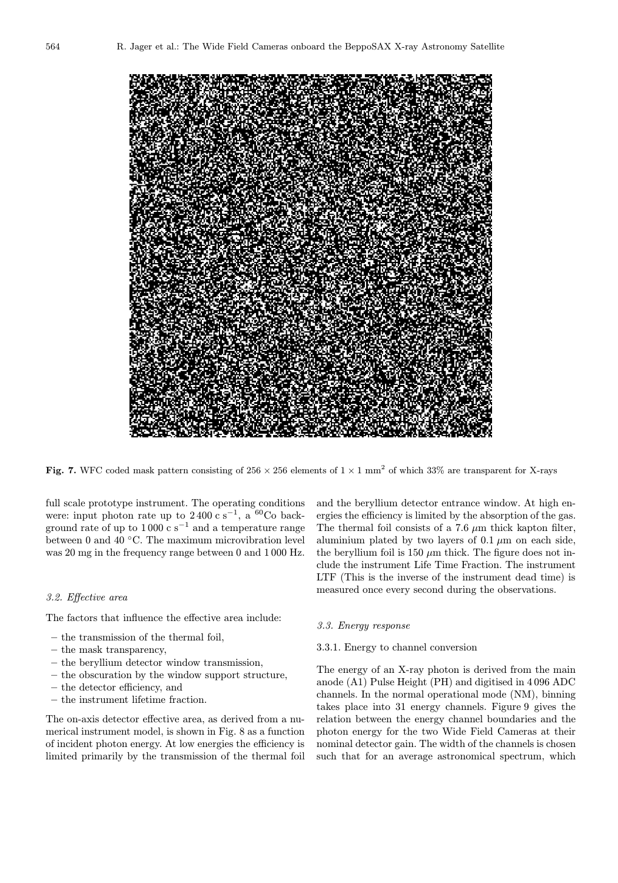**Fig. 7.** WFC coded mask pattern consisting of $256 \times 256$ elements of $1 \times 1$ mm$^2$ of which 33% are transparent for X-rays

full scale prototype instrument. The operating conditions were: input photon rate up to 2 400 c s$^{-1}$, a $^{60}$Co background rate of up to 1 000 c s$^{-1}$ and a temperature range between 0 and 40 °C. The maximum microvibration level was 20 mg in the frequency range between 0 and 1 000 Hz.

### *3.2. Effective area*

The factors that influence the effective area include:

- the transmission of the thermal foil,
- the mask transparency,
- the beryllium detector window transmission,
- the obscuration by the window support structure,
- the detector efficiency, and
- the instrument lifetime fraction.

The on-axis detector effective area, as derived from a numerical instrument model, is shown in Fig. 8 as a function of incident photon energy. At low energies the efficiency is limited primarily by the transmission of the thermal foil and the beryllium detector entrance window. At high energies the efficiency is limited by the absorption of the gas. The thermal foil consists of a 7.6 $\mu$m thick kapton filter, aluminium plated by two layers of 0.1 $\mu$m on each side, the beryllium foil is 150 $\mu$m thick. The figure does not include the instrument Life Time Fraction. The instrument LTF (This is the inverse of the instrument dead time) is measured once every second during the observations.

### *3.3. Energy response*

#### 3.3.1. Energy to channel conversion

The energy of an X-ray photon is derived from the main anode (A1) Pulse Height (PH) and digitised in 4 096 ADC channels. In the normal operational mode (NM), binning takes place into 31 energy channels. Figure 9 gives the relation between the energy channel boundaries and the photon energy for the two Wide Field Cameras at their nominal detector gain. The width of the channels is chosen such that for an average astronomical spectrum, which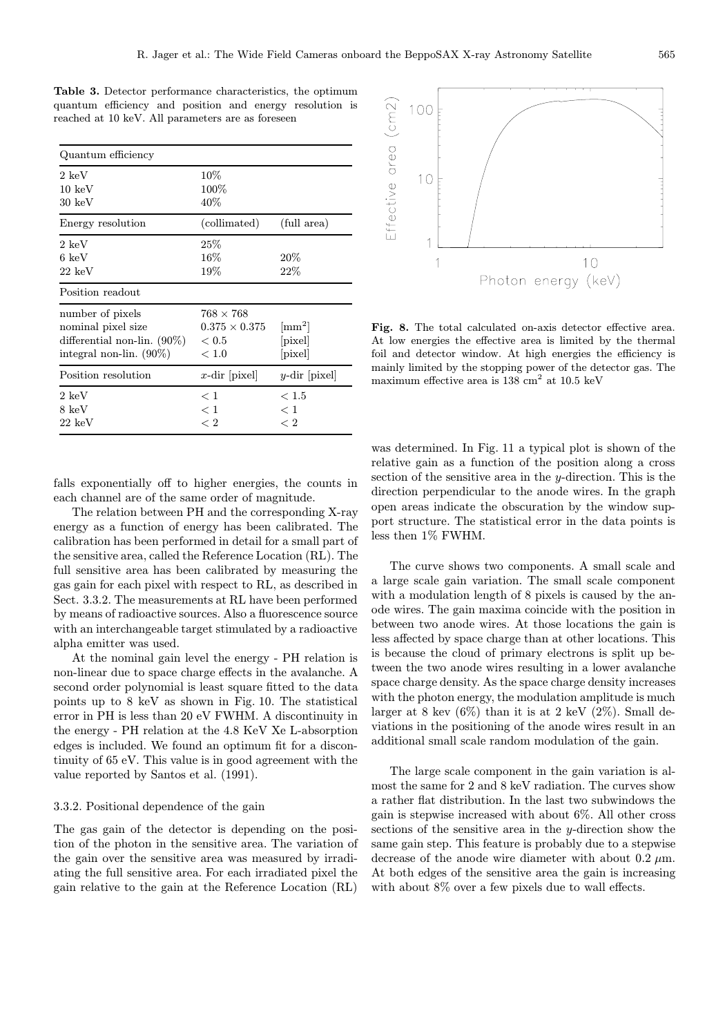**Table 3.** Detector performance characteristics, the optimum quantum efficiency and position and energy resolution is reached at 10 keV. All parameters are as foreseen

| Quantum efficiency | | |
|---|---|---|
| 2 keV | 10% | |
| 10 keV | 100% | |
| 30 keV | 40% | |
| **Energy resolution** | (collimated) | (full area) |
| 2 keV | 25% | |
| 6 keV | 16% | 20% |
| 22 keV | 19% | 22% |
| **Position readout** | | |
| number of pixels | $768 \times 768$ | |
| nominal pixel size | $0.375 \times 0.375$ | [mm$^2$] |
| differential non-lin. (90%) | $< 0.5$ | [pixel] |
| integral non-lin. (90%) | $< 1.0$ | [pixel] |
| **Position resolution** | $x$-dir [pixel] | $y$-dir [pixel] |
| 2 keV | $< 1$ | $< 1.5$ |
| 8 keV | $< 1$ | $< 1$ |
| 22 keV | $< 2$ | $< 2$ |

**Fig. 8.** The total calculated on-axis detector effective area. At low energies the effective area is limited by the thermal foil and detector window. At high energies the efficiency is mainly limited by the stopping power of the detector gas. The maximum effective area is 138 cm$^2$ at 10.5 keV

falls exponentially off to higher energies, the counts in each channel are of the same order of magnitude.

The relation between PH and the corresponding X-ray energy as a function of energy has been calibrated. The calibration has been performed in detail for a small part of the sensitive area, called the Reference Location (RL). The full sensitive area has been calibrated by measuring the gas gain for each pixel with respect to RL, as described in Sect. 3.3.2. The measurements at RL have been performed by means of radioactive sources. Also a fluorescence source with an interchangeable target stimulated by a radioactive alpha emitter was used.

At the nominal gain level the energy - PH relation is non-linear due to space charge effects in the avalanche. A second order polynomial is least square fitted to the data points up to 8 keV as shown in Fig. 10. The statistical error in PH is less than 20 eV FWHM. A discontinuity in the energy - PH relation at the 4.8 KeV Xe L-absorption edges is included. We found an optimum fit for a discontinuity of 65 eV. This value is in good agreement with the value reported by Santos et al. (1991).

### 3.3.2. Positional dependence of the gain

The gas gain of the detector is depending on the position of the photon in the sensitive area. The variation of the gain over the sensitive area was measured by irradiating the full sensitive area. For each irradiated pixel the gain relative to the gain at the Reference Location (RL) was determined. In Fig. 11 a typical plot is shown of the relative gain as a function of the position along a cross section of the sensitive area in the $y$-direction. This is the direction perpendicular to the anode wires. In the graph open areas indicate the obscuration by the window support structure. The statistical error in the data points is less then 1% FWHM.

The curve shows two components. A small scale and a large scale gain variation. The small scale component with a modulation length of 8 pixels is caused by the anode wires. The gain maxima coincide with the position in between two anode wires. At those locations the gain is less affected by space charge than at other locations. This is because the cloud of primary electrons is split up between the two anode wires resulting in a lower avalanche space charge density. As the space charge density increases with the photon energy, the modulation amplitude is much larger at 8 kev (6%) than it is at 2 keV (2%). Small deviations in the positioning of the anode wires result in an additional small scale random modulation of the gain.

The large scale component in the gain variation is almost the same for 2 and 8 keV radiation. The curves show a rather flat distribution. In the last two subwindows the gain is stepwise increased with about 6%. All other cross sections of the sensitive area in the $y$-direction show the same gain step. This feature is probably due to a stepwise decrease of the anode wire diameter with about 0.2 $\mu$m. At both edges of the sensitive area the gain is increasing with about 8% over a few pixels due to wall effects.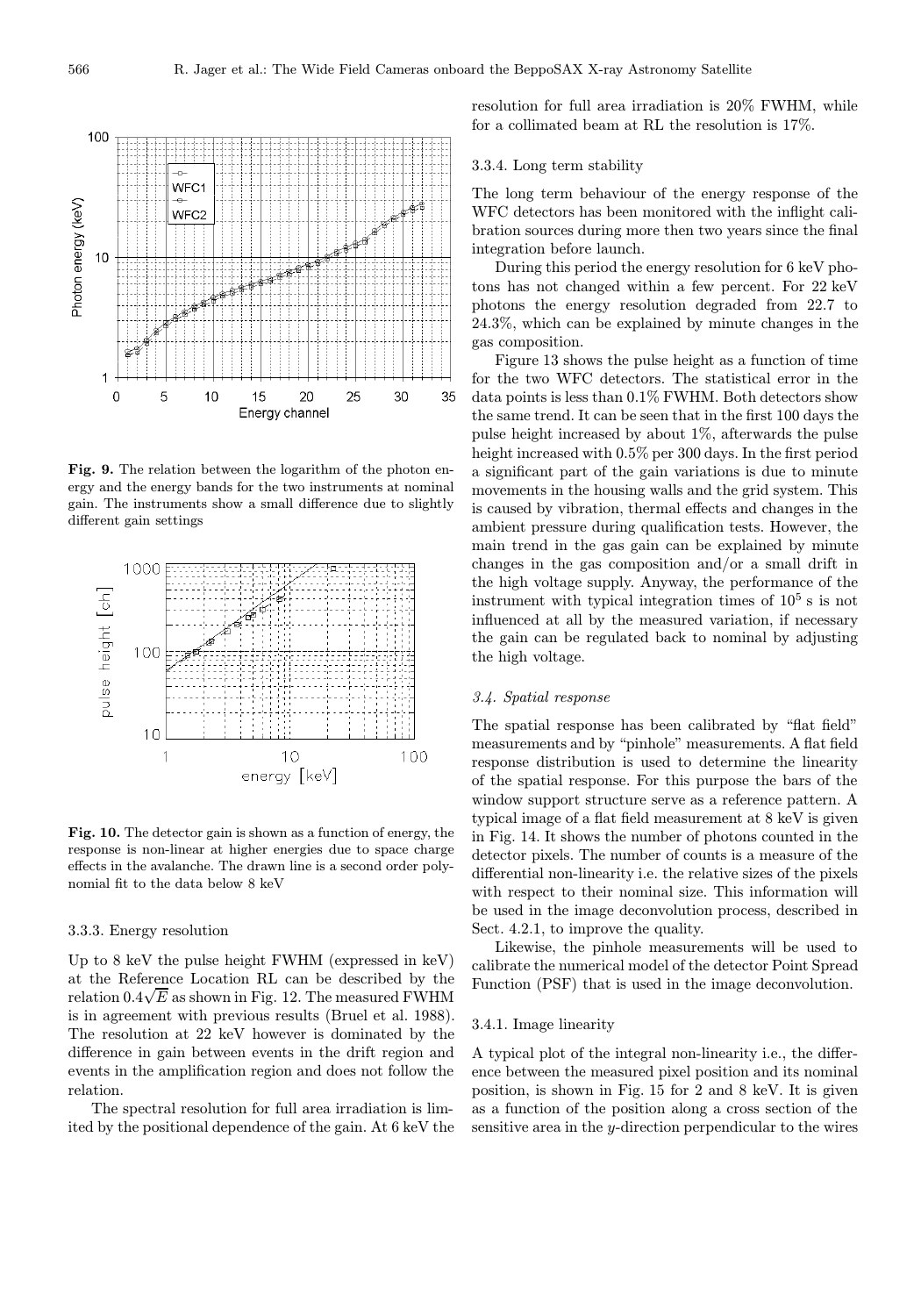**Fig. 9.** The relation between the logarithm of the photon energy and the energy bands for the two instruments at nominal gain. The instruments show a small difference due to slightly different gain settings

**Fig. 10.** The detector gain is shown as a function of energy, the response is non-linear at higher energies due to space charge effects in the avalanche. The drawn line is a second order polynomial fit to the data below 8 keV

#### 3.3.3. Energy resolution

Up to 8 keV the pulse height FWHM (expressed in keV) at the Reference Location RL can be described by the relation $0.4\sqrt{E}$ as shown in Fig. 12. The measured FWHM is in agreement with previous results (Bruel et al. 1988). The resolution at 22 keV however is dominated by the difference in gain between events in the drift region and events in the amplification region and does not follow the relation.

The spectral resolution for full area irradiation is limited by the positional dependence of the gain. At 6 keV the resolution for full area irradiation is 20% FWHM, while for a collimated beam at RL the resolution is 17%.

#### 3.3.4. Long term stability

The long term behaviour of the energy response of the WFC detectors has been monitored with the inflight calibration sources during more then two years since the final integration before launch.

During this period the energy resolution for 6 keV photons has not changed within a few percent. For 22 keV photons the energy resolution degraded from 22.7 to 24.3%, which can be explained by minute changes in the gas composition.

Figure 13 shows the pulse height as a function of time for the two WFC detectors. The statistical error in the data points is less than 0.1% FWHM. Both detectors show the same trend. It can be seen that in the first 100 days the pulse height increased by about 1%, afterwards the pulse height increased with 0.5% per 300 days. In the first period a significant part of the gain variations is due to minute movements in the housing walls and the grid system. This is caused by vibration, thermal effects and changes in the ambient pressure during qualification tests. However, the main trend in the gas gain can be explained by minute changes in the gas composition and/or a small drift in the high voltage supply. Anyway, the performance of the instrument with typical integration times of $10^5$ s is not influenced at all by the measured variation, if necessary the gain can be regulated back to nominal by adjusting the high voltage.

### *3.4. Spatial response*

The spatial response has been calibrated by "flat field" measurements and by "pinhole" measurements. A flat field response distribution is used to determine the linearity of the spatial response. For this purpose the bars of the window support structure serve as a reference pattern. A typical image of a flat field measurement at 8 keV is given in Fig. 14. It shows the number of photons counted in the detector pixels. The number of counts is a measure of the differential non-linearity i.e. the relative sizes of the pixels with respect to their nominal size. This information will be used in the image deconvolution process, described in Sect. 4.2.1, to improve the quality.

Likewise, the pinhole measurements will be used to calibrate the numerical model of the detector Point Spread Function (PSF) that is used in the image deconvolution.

#### 3.4.1. Image linearity

A typical plot of the integral non-linearity i.e., the difference between the measured pixel position and its nominal position, is shown in Fig. 15 for 2 and 8 keV. It is given as a function of the position along a cross section of the sensitive area in the $y$-direction perpendicular to the wires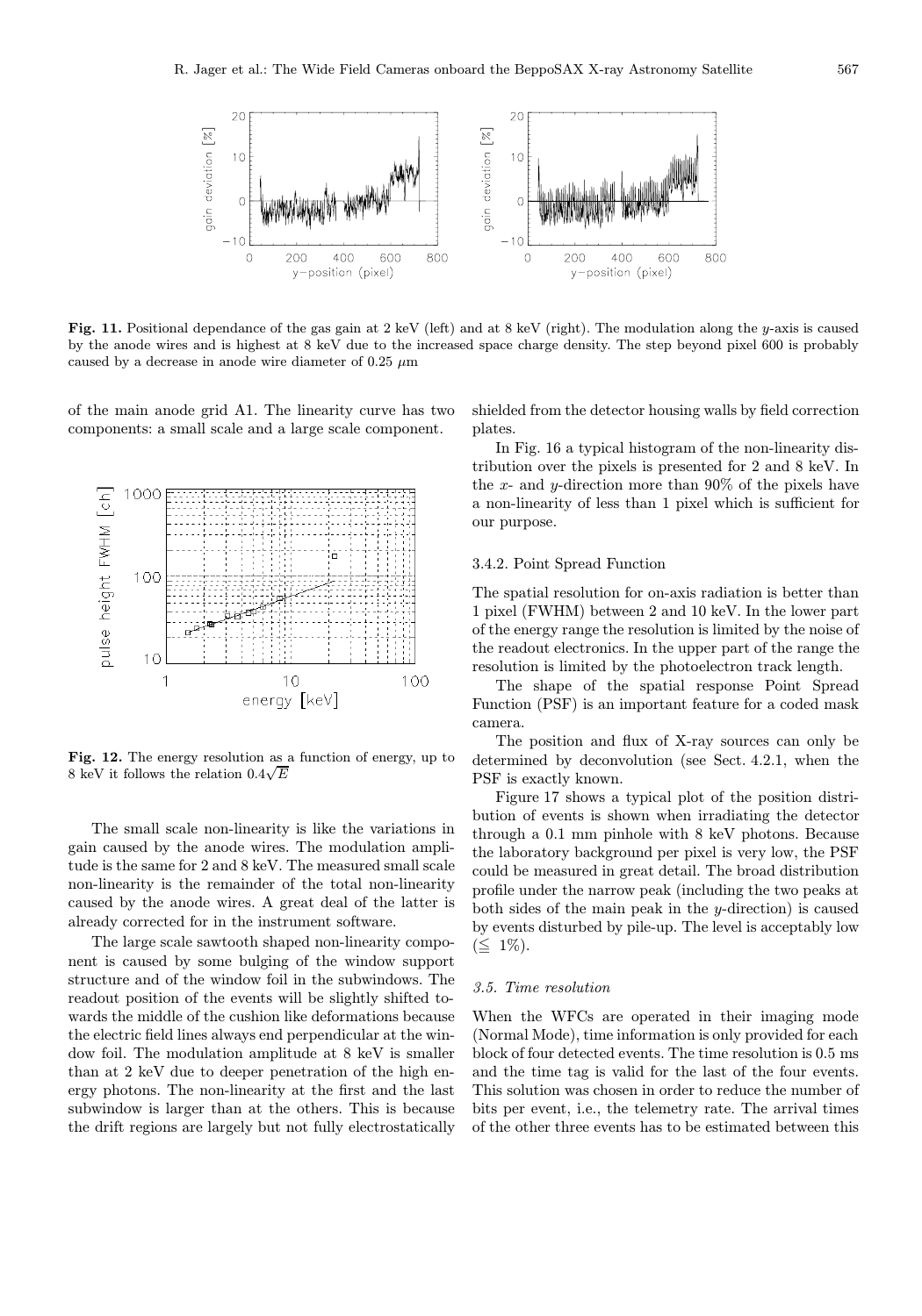**Fig. 11.** Positional dependance of the gas gain at 2 keV (left) and at 8 keV (right). The modulation along the $y$-axis is caused by the anode wires and is highest at 8 keV due to the increased space charge density. The step beyond pixel 600 is probably caused by a decrease in anode wire diameter of 0.25 $\mu$m

of the main anode grid A1. The linearity curve has two components: a small scale and a large scale component.

**Fig. 12.** The energy resolution as a function of energy, up to 8 keV it follows the relation $0.4\sqrt{E}$

The small scale non-linearity is like the variations in gain caused by the anode wires. The modulation amplitude is the same for 2 and 8 keV. The measured small scale non-linearity is the remainder of the total non-linearity caused by the anode wires. A great deal of the latter is already corrected for in the instrument software.

The large scale sawtooth shaped non-linearity component is caused by some bulging of the window support structure and of the window foil in the subwindows. The readout position of the events will be slightly shifted towards the middle of the cushion like deformations because the electric field lines always end perpendicular at the window foil. The modulation amplitude at 8 keV is smaller than at 2 keV due to deeper penetration of the high energy photons. The non-linearity at the first and the last subwindow is larger than at the others. This is because the drift regions are largely but not fully electrostatically shielded from the detector housing walls by field correction plates.

In Fig. 16 a typical histogram of the non-linearity distribution over the pixels is presented for 2 and 8 keV. In the $x$- and $y$-direction more than 90% of the pixels have a non-linearity of less than 1 pixel which is sufficient for our purpose.

#### 3.4.2. Point Spread Function

The spatial resolution for on-axis radiation is better than 1 pixel (FWHM) between 2 and 10 keV. In the lower part of the energy range the resolution is limited by the noise of the readout electronics. In the upper part of the range the resolution is limited by the photoelectron track length.

The shape of the spatial response Point Spread Function (PSF) is an important feature for a coded mask camera.

The position and flux of X-ray sources can only be determined by deconvolution (see Sect. 4.2.1, when the PSF is exactly known.

Figure 17 shows a typical plot of the position distribution of events is shown when irradiating the detector through a 0.1 mm pinhole with 8 keV photons. Because the laboratory background per pixel is very low, the PSF could be measured in great detail. The broad distribution profile under the narrow peak (including the two peaks at both sides of the main peak in the $y$-direction) is caused by events disturbed by pile-up. The level is acceptably low ($\leqq$ 1%).

### *3.5. Time resolution*

When the WFCs are operated in their imaging mode (Normal Mode), time information is only provided for each block of four detected events. The time resolution is 0.5 ms and the time tag is valid for the last of the four events. This solution was chosen in order to reduce the number of bits per event, i.e., the telemetry rate. The arrival times of the other three events has to be estimated between this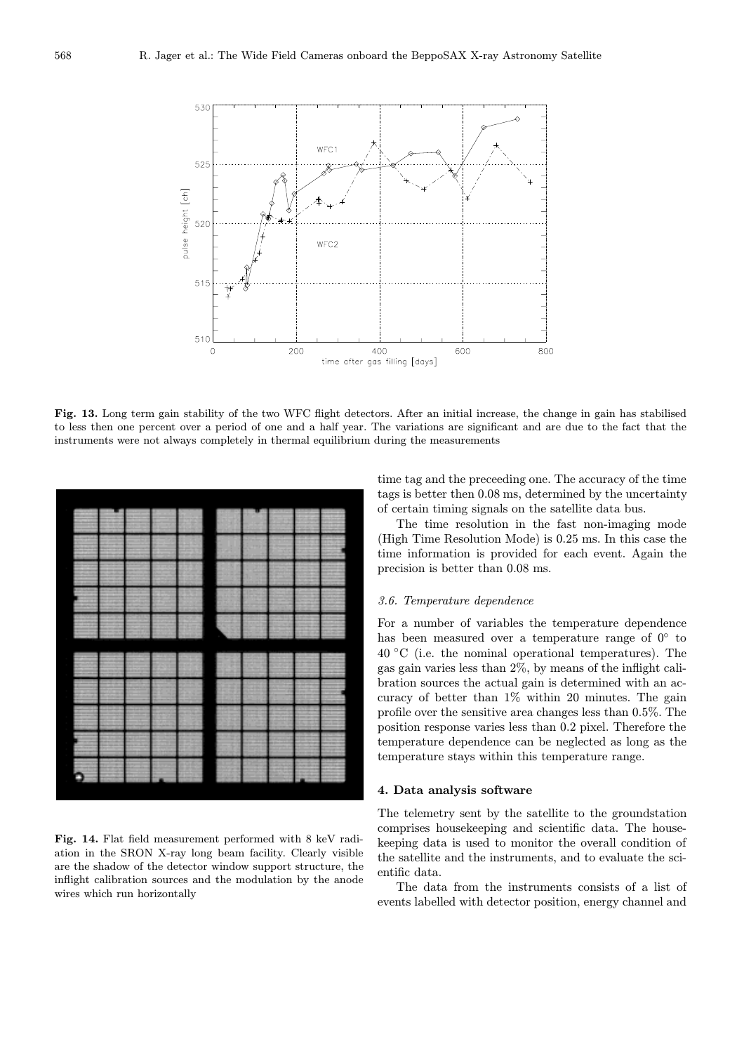**Fig. 13.** Long term gain stability of the two WFC flight detectors. After an initial increase, the change in gain has stabilised to less then one percent over a period of one and a half year. The variations are significant and are due to the fact that the instruments were not always completely in thermal equilibrium during the measurements

**Fig. 14.** Flat field measurement performed with 8 keV radiation in the SRON X-ray long beam facility. Clearly visible are the shadow of the detector window support structure, the inflight calibration sources and the modulation by the anode wires which run horizontally

time tag and the preceeding one. The accuracy of the time tags is better then 0.08 ms, determined by the uncertainty of certain timing signals on the satellite data bus.

The time resolution in the fast non-imaging mode (High Time Resolution Mode) is 0.25 ms. In this case the time information is provided for each event. Again the precision is better than 0.08 ms.

### 3.6. Temperature dependence

For a number of variables the temperature dependence has been measured over a temperature range of 0° to 40 °C (i.e. the nominal operational temperatures). The gas gain varies less than 2%, by means of the inflight calibration sources the actual gain is determined with an accuracy of better than 1% within 20 minutes. The gain profile over the sensitive area changes less than 0.5%. The position response varies less than 0.2 pixel. Therefore the temperature dependence can be neglected as long as the temperature stays within this temperature range.

## 4. Data analysis software

The telemetry sent by the satellite to the groundstation comprises housekeeping and scientific data. The housekeeping data is used to monitor the overall condition of the satellite and the instruments, and to evaluate the scientific data.

The data from the instruments consists of a list of events labelled with detector position, energy channel and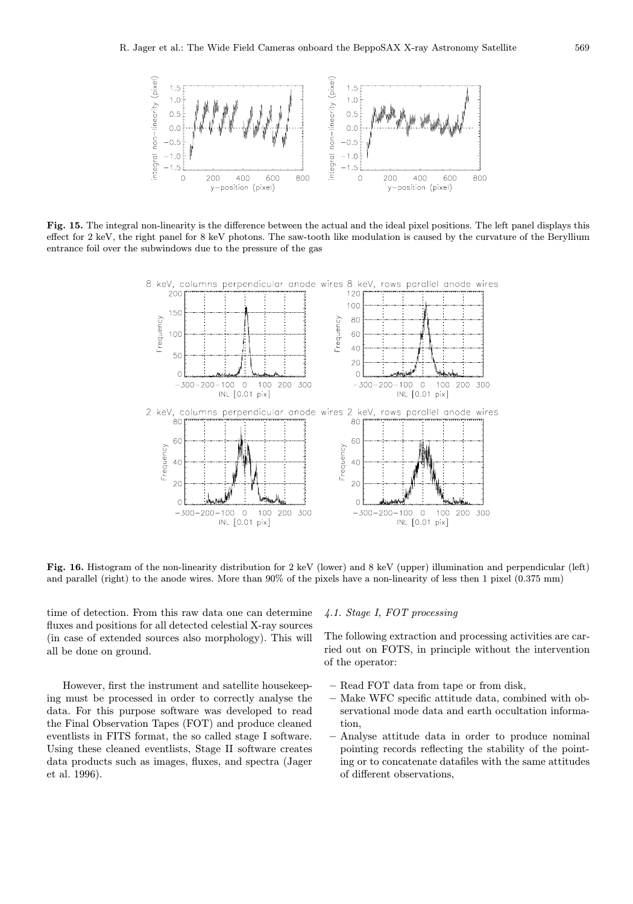**Fig. 15.** The integral non-linearity is the difference between the actual and the ideal pixel positions. The left panel displays this effect for 2 keV, the right panel for 8 keV photons. The saw-tooth like modulation is caused by the curvature of the Beryllium entrance foil over the subwindows due to the pressure of the gas

**Fig. 16.** Histogram of the non-linearity distribution for 2 keV (lower) and 8 keV (upper) illumination and perpendicular (left) and parallel (right) to the anode wires. More than 90% of the pixels have a non-linearity of less then 1 pixel (0.375 mm)

time of detection. From this raw data one can determine fluxes and positions for all detected celestial X-ray sources (in case of extended sources also morphology). This will all be done on ground.

However, first the instrument and satellite housekeeping must be processed in order to correctly analyse the data. For this purpose software was developed to read the Final Observation Tapes (FOT) and produce cleaned eventlists in FITS format, the so called stage I software. Using these cleaned eventlists, Stage II software creates data products such as images, fluxes, and spectra (Jager et al. 1996).

### *4.1. Stage I, FOT processing*

The following extraction and processing activities are carried out on FOTS, in principle without the intervention of the operator:

- Read FOT data from tape or from disk,
- Make WFC specific attitude data, combined with observational mode data and earth occultation information,
- Analyse attitude data in order to produce nominal pointing records reflecting the stability of the pointing or to concatenate datafiles with the same attitudes of different observations,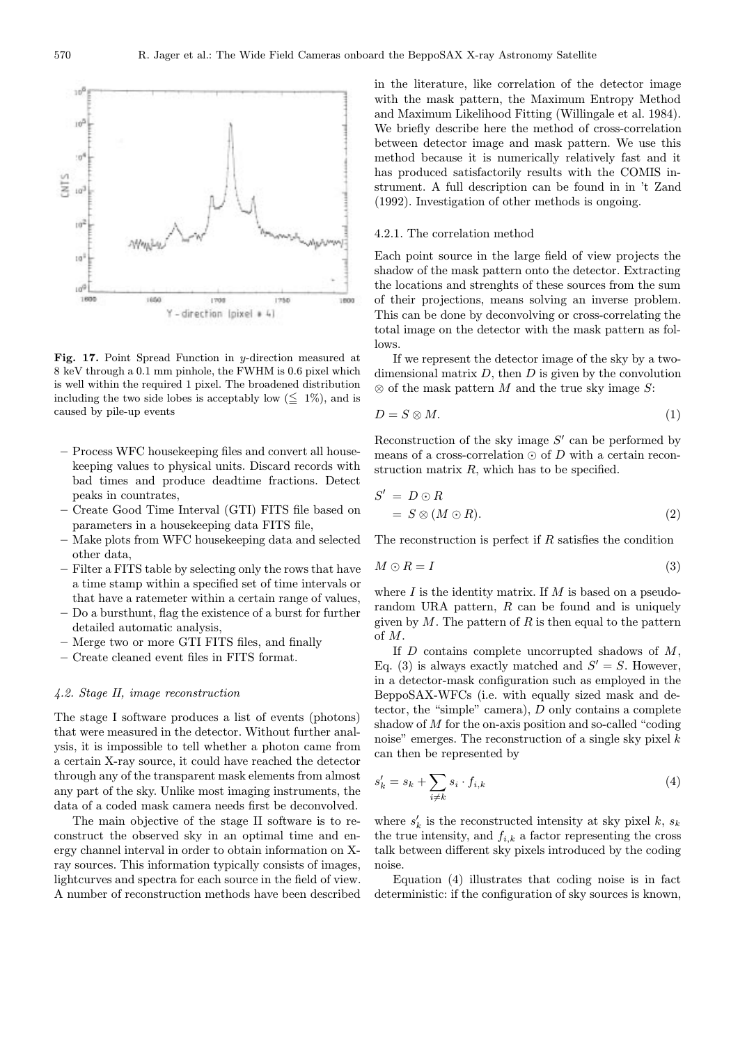**Fig. 17.** Point Spread Function in $y$-direction measured at 8 keV through a 0.1 mm pinhole, the FWHM is 0.6 pixel which is well within the required 1 pixel. The broadened distribution including the two side lobes is acceptably low ($\leqq$ 1%), and is caused by pile-up events

- Process WFC housekeeping files and convert all housekeeping values to physical units. Discard records with bad times and produce deadtime fractions. Detect peaks in countrates,
- Create Good Time Interval (GTI) FITS file based on parameters in a housekeeping data FITS file,
- Make plots from WFC housekeeping data and selected other data,
- Filter a FITS table by selecting only the rows that have a time stamp within a specified set of time intervals or that have a ratemeter within a certain range of values,
- Do a bursthunt, flag the existence of a burst for further detailed automatic analysis,
- Merge two or more GTI FITS files, and finally
- Create cleaned event files in FITS format.

### *4.2. Stage II, image reconstruction*

The stage I software produces a list of events (photons) that were measured in the detector. Without further analysis, it is impossible to tell whether a photon came from a certain X-ray source, it could have reached the detector through any of the transparent mask elements from almost any part of the sky. Unlike most imaging instruments, the data of a coded mask camera needs first be deconvolved.

The main objective of the stage II software is to reconstruct the observed sky in an optimal time and energy channel interval in order to obtain information on X-ray sources. This information typically consists of images, lightcurves and spectra for each source in the field of view. A number of reconstruction methods have been described in the literature, like correlation of the detector image with the mask pattern, the Maximum Entropy Method and Maximum Likelihood Fitting (Willingale et al. 1984). We briefly describe here the method of cross-correlation between detector image and mask pattern. We use this method because it is numerically relatively fast and it has produced satisfactorily results with the COMIS instrument. A full description can be found in in 't Zand (1992). Investigation of other methods is ongoing.

#### 4.2.1. The correlation method

Each point source in the large field of view projects the shadow of the mask pattern onto the detector. Extracting the locations and strenghts of these sources from the sum of their projections, means solving an inverse problem. This can be done by deconvolving or cross-correlating the total image on the detector with the mask pattern as follows.

If we represent the detector image of the sky by a two-dimensional matrix $D$, then $D$ is given by the convolution $\otimes$ of the mask pattern $M$ and the true sky image $S$:

$$D = S \otimes M. \tag{1}$$

Reconstruction of the sky image $S'$ can be performed by means of a cross-correlation $\odot$ of $D$ with a certain reconstruction matrix $R$, which has to be specified.

$$\begin{aligned} S' &= D \odot R \\ &= S \otimes (M \odot R). \end{aligned} \tag{2}$$

The reconstruction is perfect if $R$ satisfies the condition

$$M \odot R = I \tag{3}$$

where $I$ is the identity matrix. If $M$ is based on a pseudo-random URA pattern, $R$ can be found and is uniquely given by $M$. The pattern of $R$ is then equal to the pattern of $M$.

If $D$ contains complete uncorrupted shadows of $M$, Eq. (3) is always exactly matched and $S' = S$. However, in a detector-mask configuration such as employed in the BeppoSAX-WFCs (i.e. with equally sized mask and detector, the "simple" camera), $D$ only contains a complete shadow of $M$ for the on-axis position and so-called "coding noise" emerges. The reconstruction of a single sky pixel $k$ can then be represented by

$$s'_k = s_k + \sum_{i \neq k} s_i \cdot f_{i,k} \tag{4}$$

where $s'_k$ is the reconstructed intensity at sky pixel $k$, $s_k$ the true intensity, and $f_{i,k}$ a factor representing the cross talk between different sky pixels introduced by the coding noise.

Equation (4) illustrates that coding noise is in fact deterministic: if the configuration of sky sources is known,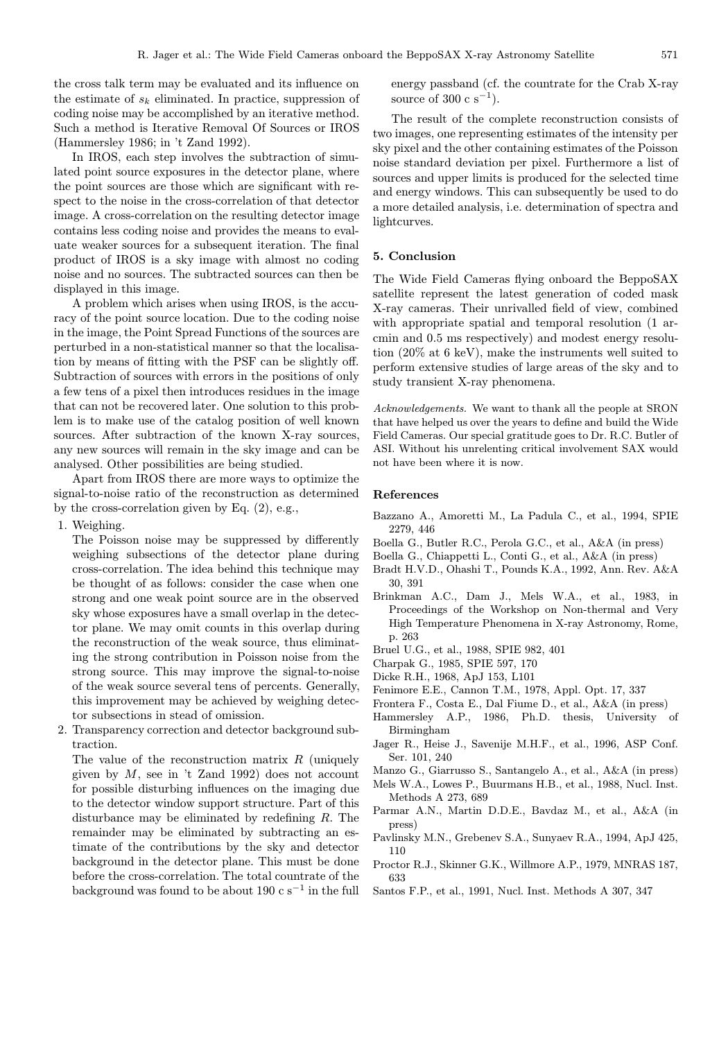the cross talk term may be evaluated and its influence on the estimate of $s_k$ eliminated. In practice, suppression of coding noise may be accomplished by an iterative method. Such a method is Iterative Removal Of Sources or IROS (Hammersley 1986; in 't Zand 1992).

In IROS, each step involves the subtraction of simulated point source exposures in the detector plane, where the point sources are those which are significant with respect to the noise in the cross-correlation of that detector image. A cross-correlation on the resulting detector image contains less coding noise and provides the means to evaluate weaker sources for a subsequent iteration. The final product of IROS is a sky image with almost no coding noise and no sources. The subtracted sources can then be displayed in this image.

A problem which arises when using IROS, is the accuracy of the point source location. Due to the coding noise in the image, the Point Spread Functions of the sources are perturbed in a non-statistical manner so that the localisation by means of fitting with the PSF can be slightly off. Subtraction of sources with errors in the positions of only a few tens of a pixel then introduces residues in the image that can not be recovered later. One solution to this problem is to make use of the catalog position of well known sources. After subtraction of the known X-ray sources, any new sources will remain in the sky image and can be analysed. Other possibilities are being studied.

Apart from IROS there are more ways to optimize the signal-to-noise ratio of the reconstruction as determined by the cross-correlation given by Eq. (2), e.g.,

1. Weighing.
   The Poisson noise may be suppressed by differently weighing subsections of the detector plane during cross-correlation. The idea behind this technique may be thought of as follows: consider the case when one strong and one weak point source are in the observed sky whose exposures have a small overlap in the detector plane. We may omit counts in this overlap during the reconstruction of the weak source, thus eliminating the strong contribution in Poisson noise from the strong source. This may improve the signal-to-noise of the weak source several tens of percents. Generally, this improvement may be achieved by weighing detector subsections in stead of omission.
2. Transparency correction and detector background subtraction.
   The value of the reconstruction matrix $R$ (uniquely given by $M$, see in 't Zand 1992) does not account for possible disturbing influences on the imaging due to the detector window support structure. Part of this disturbance may be eliminated by redefining $R$. The remainder may be eliminated by subtracting an estimate of the contributions by the sky and detector background in the detector plane. This must be done before the cross-correlation. The total countrate of the background was found to be about 190 c s$^{-1}$ in the full energy passband (cf. the countrate for the Crab X-ray source of 300 c s$^{-1}$).

The result of the complete reconstruction consists of two images, one representing estimates of the intensity per sky pixel and the other containing estimates of the Poisson noise standard deviation per pixel. Furthermore a list of sources and upper limits is produced for the selected time and energy windows. This can subsequently be used to do a more detailed analysis, i.e. determination of spectra and lightcurves.

## 5. Conclusion

The Wide Field Cameras flying onboard the BeppoSAX satellite represent the latest generation of coded mask X-ray cameras. Their unrivalled field of view, combined with appropriate spatial and temporal resolution (1 arcmin and 0.5 ms respectively) and modest energy resolution (20% at 6 keV), make the instruments well suited to perform extensive studies of large areas of the sky and to study transient X-ray phenomena.

*Acknowledgements.* We want to thank all the people at SRON that have helped us over the years to define and build the Wide Field Cameras. Our special gratitude goes to Dr. R.C. Butler of ASI. Without his unrelenting critical involvement SAX would not have been where it is now.

## References

Bazzano A., Amoretti M., La Padula C., et al., 1994, SPIE 2279, 446
Boella G., Butler R.C., Perola G.C., et al., A&A (in press)
Boella G., Chiappetti L., Conti G., et al., A&A (in press)
Bradt H.V.D., Ohashi T., Pounds K.A., 1992, Ann. Rev. A&A 30, 391
Brinkman A.C., Dam J., Mels W.A., et al., 1983, in Proceedings of the Workshop on Non-thermal and Very High Temperature Phenomena in X-ray Astronomy, Rome, p. 263
Bruel U.G., et al., 1988, SPIE 982, 401
Charpak G., 1985, SPIE 597, 170
Dicke R.H., 1968, ApJ 153, L101
Fenimore E.E., Cannon T.M., 1978, Appl. Opt. 17, 337
Frontera F., Costa E., Dal Fiume D., et al., A&A (in press)
Hammersley A.P., 1986, Ph.D. thesis, University of Birmingham
Jager R., Heise J., Savenije M.H.F., et al., 1996, ASP Conf. Ser. 101, 240
Manzo G., Giarrusso S., Santangelo A., et al., A&A (in press)
Mels W.A., Lowes P., Buurmans H.B., et al., 1988, Nucl. Inst. Methods A 273, 689
Parmar A.N., Martin D.D.E., Bavdaz M., et al., A&A (in press)
Pavlinsky M.N., Grebenev S.A., Sunyaev R.A., 1994, ApJ 425, 110
Proctor R.J., Skinner G.K., Willmore A.P., 1979, MNRAS 187, 633
Santos F.P., et al., 1991, Nucl. Inst. Methods A 307, 347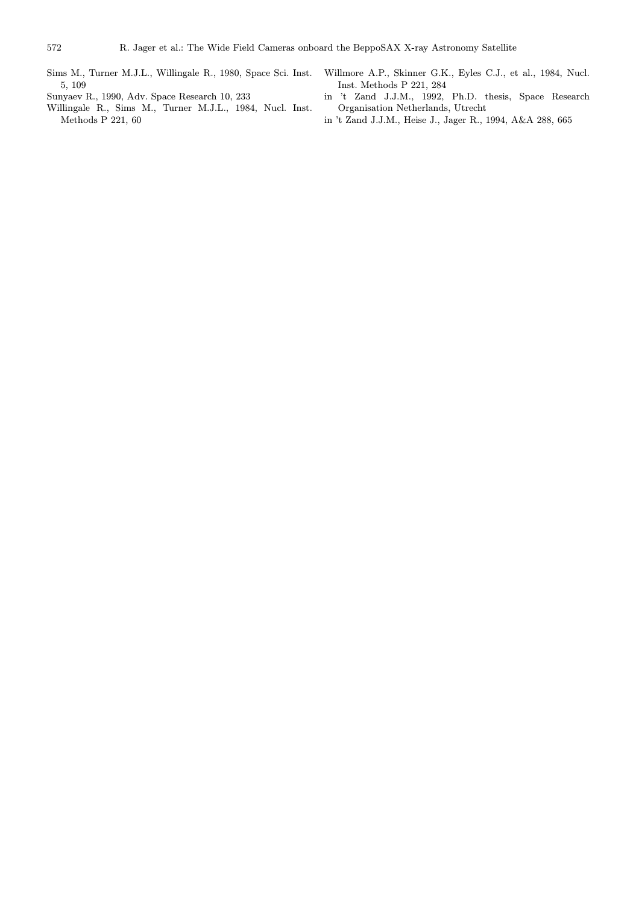Sims M., Turner M.J.L., Willingale R., 1980, Space Sci. Inst. 5, 109

Sunyaev R., 1990, Adv. Space Research 10, 233

Willingale R., Sims M., Turner M.J.L., 1984, Nucl. Inst. Methods P 221, 60

Willmore A.P., Skinner G.K., Eyles C.J., et al., 1984, Nucl. Inst. Methods P 221, 284

in 't Zand J.J.M., 1992, Ph.D. thesis, Space Research Organisation Netherlands, Utrecht

in 't Zand J.J.M., Heise J., Jager R., 1994, A&A 288, 665